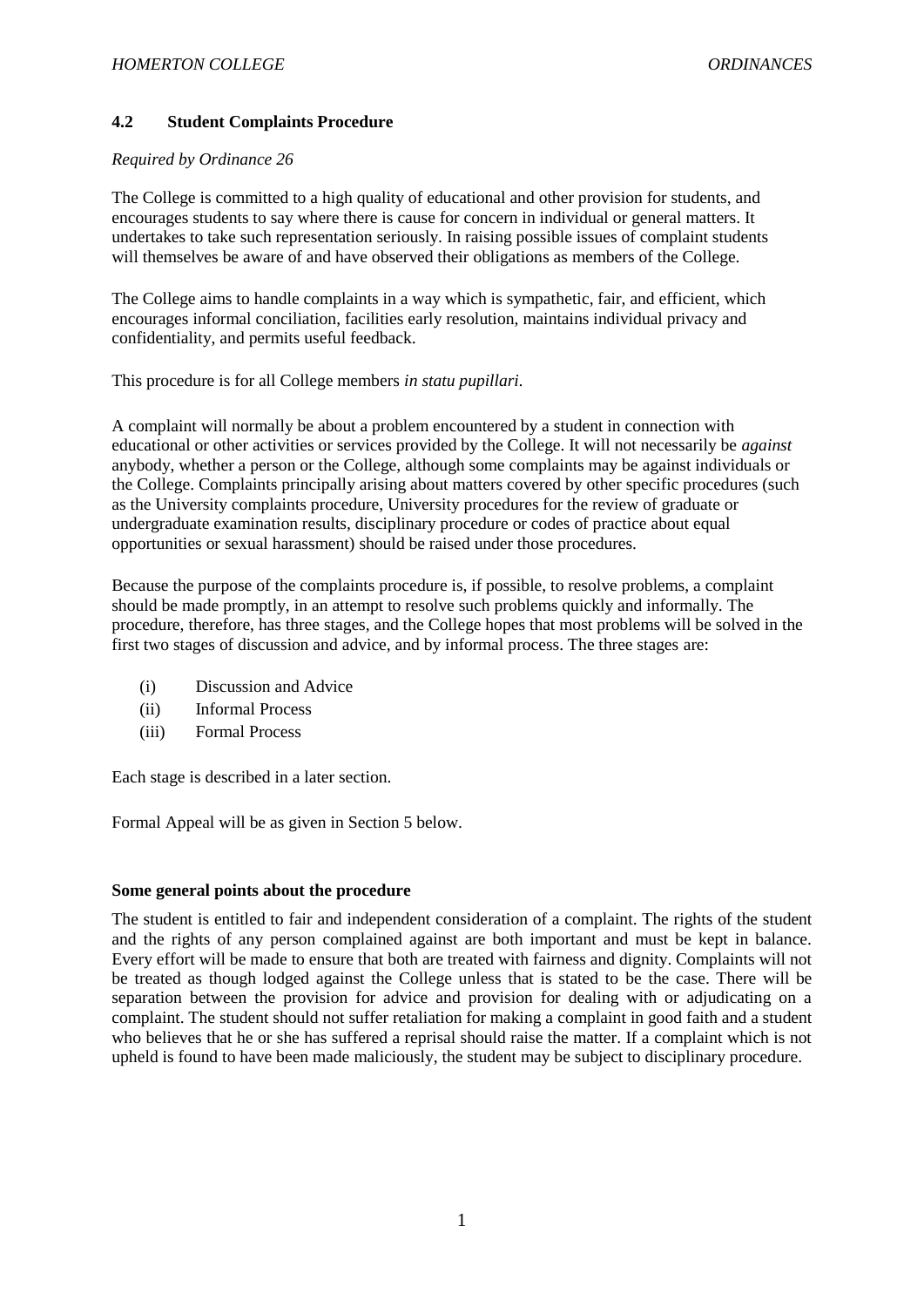## 4.2 Student Complaints Procedure

*Required by Ordinance 26*

The College is committed to a high quality of educational and other provision for students, and encourages students to say where there is cause for concern in individual or general matters. It undertakes to take such representation seriously. In raising possible issues of complaint students will themselves be aware of and have observed their obligations as members of the College.

The College aims to handle complaints in a way which is sympathetic, fair, and efficient, which encourages informal conciliation, facilities early resolution, maintains individual privacy and confidentiality, and permits useful feedback.

This procedure is for all College members *in statu pupillari*.

A complaint will normally be about a problem encountered by a student in connection with educational or other activities or services provided by the College. It will not necessarily be *against* anybody, whether a person or the College, although some complaints may be against individuals or the College. Complaints principally arising about matters covered by other specific procedures (such as the University complaints procedure, University procedures for the review of graduate or undergraduate examination results, disciplinary procedure or codes of practice about equal opportunities or sexual harassment) should be raised under those procedures.

Because the purpose of the complaints procedure is, if possible, to resolve problems, a complaint should be made promptly, in an attempt to resolve such problems quickly and informally. The procedure, therefore, has three stages, and the College hopes that most problems will be solved in the first two stages of discussion and advice, and by informal process. The three stages are:

- (i) Discussion and Advice
- (ii) Informal Process
- (iii) Formal Process

Each stage is described in a later section.

Formal Appeal will be as given in Section 5 below.

### Some general points about the procedure

The student is entitled to fair and independent consideration of a complaint. The rights of the student and the rights of any person complained against are both important and must be kept in balance. Every effort will be made to ensure that both are treated with fairness and dignity. Complaints will not be treated as though lodged against the College unless that is stated to be the case. There will be separation between the provision for advice and provision for dealing with or adjudicating on a complaint. The student should not suffer retaliation for making a complaint in good faith and a student who believes that he or she has suffered a reprisal should raise the matter. If a complaint which is not upheld is found to have been made maliciously, the student may be subject to disciplinary procedure.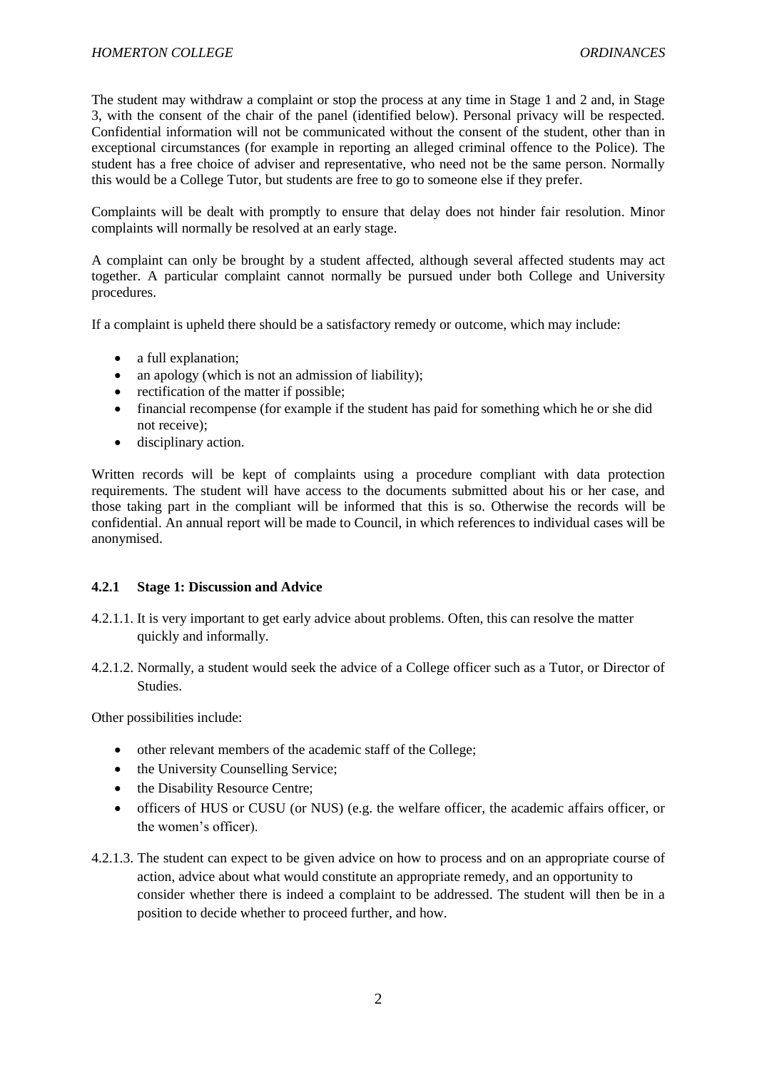The student may withdraw a complaint or stop the process at any time in Stage 1 and 2 and, in Stage 3, with the consent of the chair of the panel (identified below). Personal privacy will be respected. Confidential information will not be communicated without the consent of the student, other than in exceptional circumstances (for example in reporting an alleged criminal offence to the Police). The student has a free choice of adviser and representative, who need not be the same person. Normally this would be a College Tutor, but students are free to go to someone else if they prefer.

Complaints will be dealt with promptly to ensure that delay does not hinder fair resolution. Minor complaints will normally be resolved at an early stage.

A complaint can only be brought by a student affected, although several affected students may act together. A particular complaint cannot normally be pursued under both College and University procedures.

If a complaint is upheld there should be a satisfactory remedy or outcome, which may include:

- a full explanation;
- an apology (which is not an admission of liability);
- rectification of the matter if possible;
- financial recompense (for example if the student has paid for something which he or she did not receive);
- disciplinary action.

Written records will be kept of complaints using a procedure compliant with data protection requirements. The student will have access to the documents submitted about his or her case, and those taking part in the compliant will be informed that this is so. Otherwise the records will be confidential. An annual report will be made to Council, in which references to individual cases will be anonymised.

#### 4.2.1 Stage 1: Discussion and Advice

4.2.1.1. It is very important to get early advice about problems. Often, this can resolve the matter quickly and informally.

4.2.1.2. Normally, a student would seek the advice of a College officer such as a Tutor, or Director of Studies.

Other possibilities include:

- other relevant members of the academic staff of the College;
- the University Counselling Service;
- the Disability Resource Centre;
- officers of HUS or CUSU (or NUS) (e.g. the welfare officer, the academic affairs officer, or the women's officer).

4.2.1.3. The student can expect to be given advice on how to process and on an appropriate course of action, advice about what would constitute an appropriate remedy, and an opportunity to consider whether there is indeed a complaint to be addressed. The student will then be in a position to decide whether to proceed further, and how.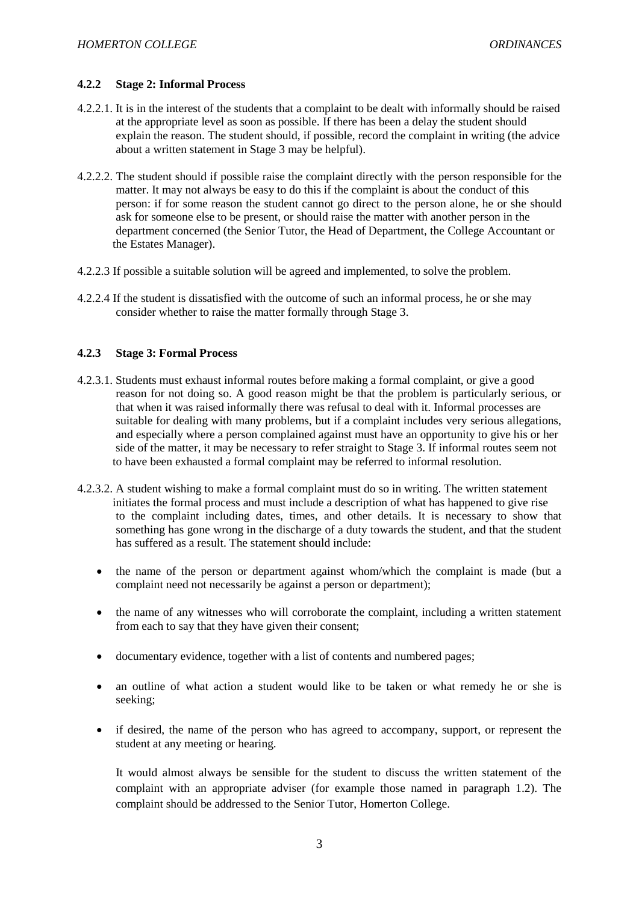### 4.2.2 Stage 2: Informal Process

4.2.2.1. It is in the interest of the students that a complaint to be dealt with informally should be raised at the appropriate level as soon as possible. If there has been a delay the student should explain the reason. The student should, if possible, record the complaint in writing (the advice about a written statement in Stage 3 may be helpful).

4.2.2.2. The student should if possible raise the complaint directly with the person responsible for the matter. It may not always be easy to do this if the complaint is about the conduct of this person: if for some reason the student cannot go direct to the person alone, he or she should ask for someone else to be present, or should raise the matter with another person in the department concerned (the Senior Tutor, the Head of Department, the College Accountant or the Estates Manager).

4.2.2.3 If possible a suitable solution will be agreed and implemented, to solve the problem.

4.2.2.4 If the student is dissatisfied with the outcome of such an informal process, he or she may consider whether to raise the matter formally through Stage 3.

### 4.2.3 Stage 3: Formal Process

4.2.3.1. Students must exhaust informal routes before making a formal complaint, or give a good reason for not doing so. A good reason might be that the problem is particularly serious, or that when it was raised informally there was refusal to deal with it. Informal processes are suitable for dealing with many problems, but if a complaint includes very serious allegations, and especially where a person complained against must have an opportunity to give his or her side of the matter, it may be necessary to refer straight to Stage 3. If informal routes seem not to have been exhausted a formal complaint may be referred to informal resolution.

4.2.3.2. A student wishing to make a formal complaint must do so in writing. The written statement initiates the formal process and must include a description of what has happened to give rise to the complaint including dates, times, and other details. It is necessary to show that something has gone wrong in the discharge of a duty towards the student, and that the student has suffered as a result. The statement should include:

- the name of the person or department against whom/which the complaint is made (but a complaint need not necessarily be against a person or department);
- the name of any witnesses who will corroborate the complaint, including a written statement from each to say that they have given their consent;
- documentary evidence, together with a list of contents and numbered pages;
- an outline of what action a student would like to be taken or what remedy he or she is seeking;
- if desired, the name of the person who has agreed to accompany, support, or represent the student at any meeting or hearing.

It would almost always be sensible for the student to discuss the written statement of the complaint with an appropriate adviser (for example those named in paragraph 1.2). The complaint should be addressed to the Senior Tutor, Homerton College.